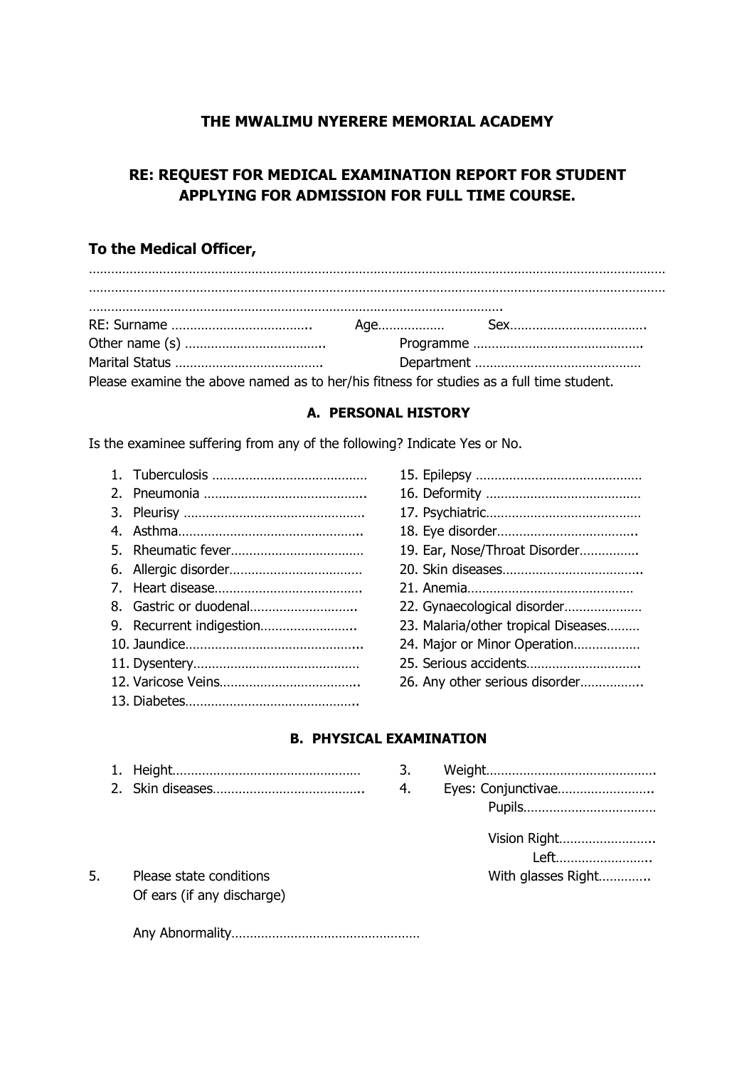**THE MWALIMU NYERERE MEMORIAL ACADEMY**

**RE: REQUEST FOR MEDICAL EXAMINATION REPORT FOR STUDENT APPLYING FOR ADMISSION FOR FULL TIME COURSE.**

**To the Medical Officer,**

………………………………………………………………………………………………………………………………………

………………………………………………………………………………………………………………………………………

…………………………………………………………………………………………………………….

RE: Surname ……………………………….. Age……………… Sex……………………………….

Other name (s) ……………………………….. Programme ……………………………………….

Marital Status …………………………………. Department ………………………………………

Please examine the above named as to her/his fitness for studies as a full time student.

**A. PERSONAL HISTORY**

Is the examinee suffering from any of the following? Indicate Yes or No.

1. Tuberculosis ……………………………………
2. Pneumonia ……………………………………..
3. Pleurisy ………………………………………….
4. Asthma…………………………………………..
5. Rheumatic fever………………………………
6. Allergic disorder………………………………
7. Heart disease………………………………….
8. Gastric or duodenal………………………..
9. Recurrent indigestion……………………..
10. Jaundice…………………………………………..
11. Dysentery………………………………………
12. Varicose Veins………………………………..
13. Diabetes………………………………………..
14. 
15. Epilepsy ………………………………………
16. Deformity ……………………………………
17. Psychiatric……………………………………
18. Eye disorder………………………………..
19. Ear, Nose/Throat Disorder…………….
20. Skin diseases……………………………….
21. Anemia………………………………………
22. Gynaecological disorder…………………
23. Malaria/other tropical Diseases………
24. Major or Minor Operation………………
25. Serious accidents………………………….
26. Any other serious disorder……………..

**B. PHYSICAL EXAMINATION**

1. Height……………………………………………
2. Skin diseases…………………………………..
3. Weight……………………………………….
4. Eyes: Conjunctivae……………………..
   Pupils………………………………
   Vision Right……………………..
   Left……………………..
   With glasses Right…………..
5. Please state conditions Of ears (if any discharge)

   Any Abnormality……………………………………………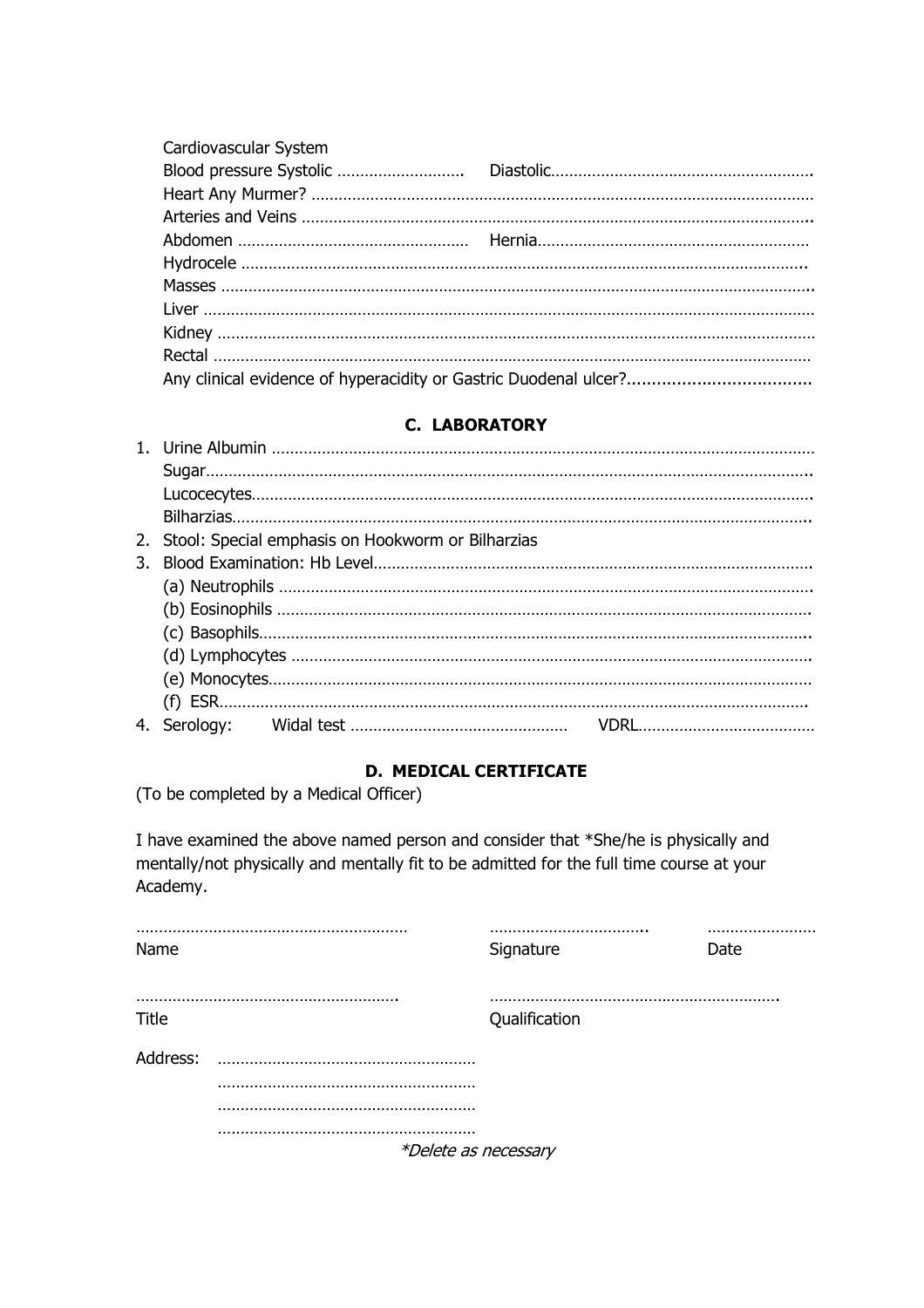Cardiovascular System

Blood pressure Systolic ……………………….. Diastolic…………………………………………………….

Heart Any Murmer? ………………………………………………………………………………………

Arteries and Veins ………………………………………………………………………………………..

Abdomen …………………………………………… Hernia……………………………………………………

Hydrocele ……………………………………………………………………………………………………..

Masses …………………………………………………………………………………………………………..

Liver ……………………………………………………………………………………………………………

Kidney …………………………………………………………………………………………………………

Rectal ……………………………………………………………………………………………………………

Any clinical evidence of hyperacidity or Gastric Duodenal ulcer?.....................................

## C. LABORATORY

1. Urine Albumin ……………………………………………………………………………………………
   Sugar……………………………………………………………………………………………………………..
   Lucocecytes……………………………………………………………………………………………………..
   Bilharzias…………………………………………………………………………………………………………..
2. Stool: Special emphasis on Hookworm or Bilharzias
3. Blood Examination: Hb Level……………………………………………………………………………….
   (a) Neutrophils …………………………………………………………………………………………….
   (b) Eosinophils …………………………………………………………………………………………….
   (c) Basophils………………………………………………………………………………………………..
   (d) Lymphocytes ………………………………………………………………………………………….
   (e) Monocytes……………………………………………………………………………………………….
   (f) ESR………………………………………………………………………………………………………….
4. Serology: Widal test ………………………………………… VDRL…………………………………

## D. MEDICAL CERTIFICATE

(To be completed by a Medical Officer)

I have examined the above named person and consider that *She/he is physically and mentally/not physically and mentally fit to be admitted for the full time course at your Academy.

…………………………………………………… ……………………………. ……………………

Name Signature Date

…………………………………………………. ……………………………………………………….

Title Qualification

Address: …………………………………………………

…………………………………………………

…………………………………………………

…………………………………………………

*\*Delete as necessary*